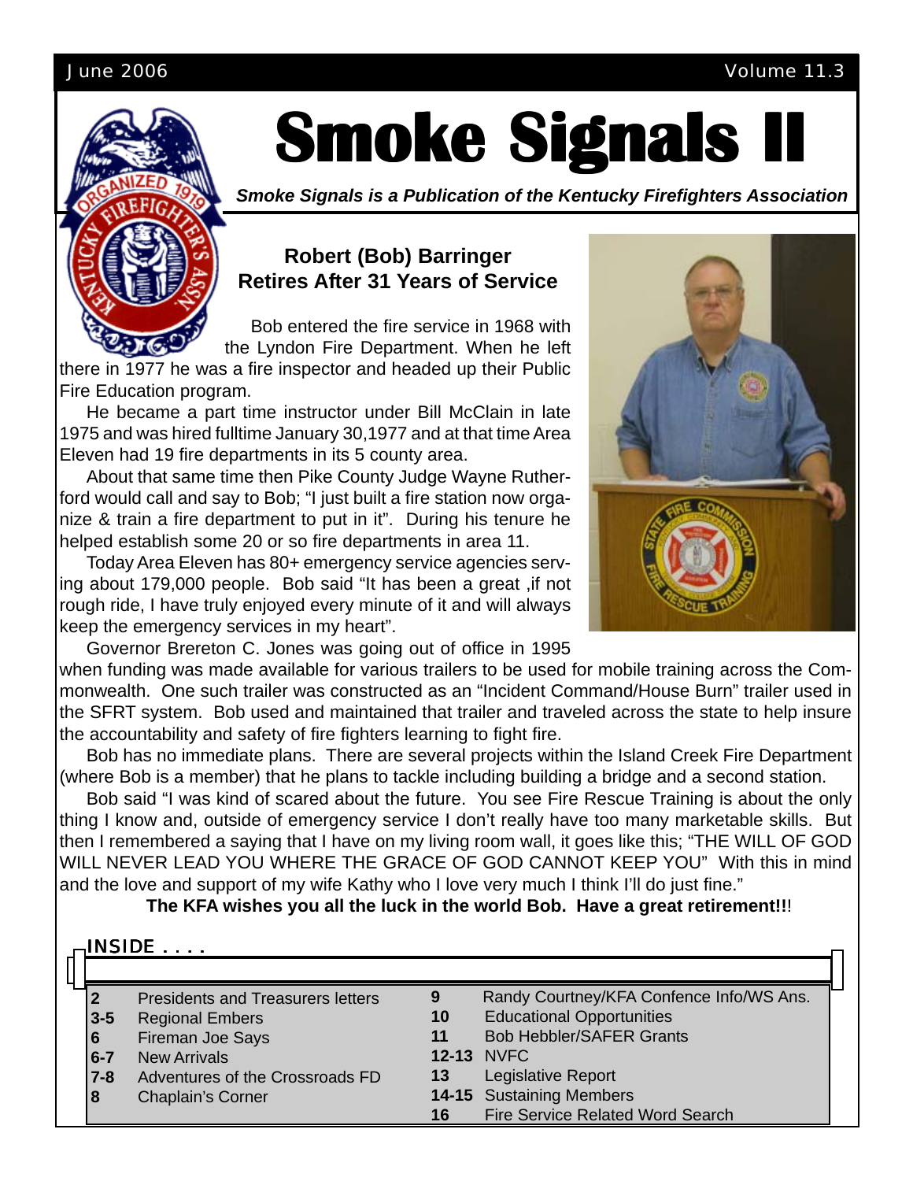June 2006 Volume 11.3

# Smoke Signals II

***Smoke Signals is a Publication of the Kentucky Firefighters Association***

## Robert (Bob) Barringer Retires After 31 Years of Service

Bob entered the fire service in 1968 with the Lyndon Fire Department. When he left there in 1977 he was a fire inspector and headed up their Public Fire Education program.

He became a part time instructor under Bill McClain in late 1975 and was hired fulltime January 30,1977 and at that time Area Eleven had 19 fire departments in its 5 county area.

About that same time then Pike County Judge Wayne Rutherford would call and say to Bob; "I just built a fire station now organize & train a fire department to put in it". During his tenure he helped establish some 20 or so fire departments in area 11.

Today Area Eleven has 80+ emergency service agencies serving about 179,000 people. Bob said "It has been a great ,if not rough ride, I have truly enjoyed every minute of it and will always keep the emergency services in my heart".

Governor Brereton C. Jones was going out of office in 1995 when funding was made available for various trailers to be used for mobile training across the Commonwealth. One such trailer was constructed as an "Incident Command/House Burn" trailer used in the SFRT system. Bob used and maintained that trailer and traveled across the state to help insure the accountability and safety of fire fighters learning to fight fire.

Bob has no immediate plans. There are several projects within the Island Creek Fire Department (where Bob is a member) that he plans to tackle including building a bridge and a second station.

Bob said "I was kind of scared about the future. You see Fire Rescue Training is about the only thing I know and, outside of emergency service I don't really have too many marketable skills. But then I remembered a saying that I have on my living room wall, it goes like this; "THE WILL OF GOD WILL NEVER LEAD YOU WHERE THE GRACE OF GOD CANNOT KEEP YOU" With this in mind and the love and support of my wife Kathy who I love very much I think I'll do just fine."

**The KFA wishes you all the luck in the world Bob. Have a great retirement!!!**

### INSIDE . . . .

| | | | |
|---|---|---|---|
| **2** | Presidents and Treasurers letters | **9** | Randy Courtney/KFA Confence Info/WS Ans. |
| **3-5** | Regional Embers | **10** | Educational Opportunities |
| **6** | Fireman Joe Says | **11** | Bob Hebbler/SAFER Grants |
| **6-7** | New Arrivals | **12-13** | NVFC |
| **7-8** | Adventures of the Crossroads FD | **13** | Legislative Report |
| **8** | Chaplain's Corner | **14-15** | Sustaining Members |
| | | **16** | Fire Service Related Word Search |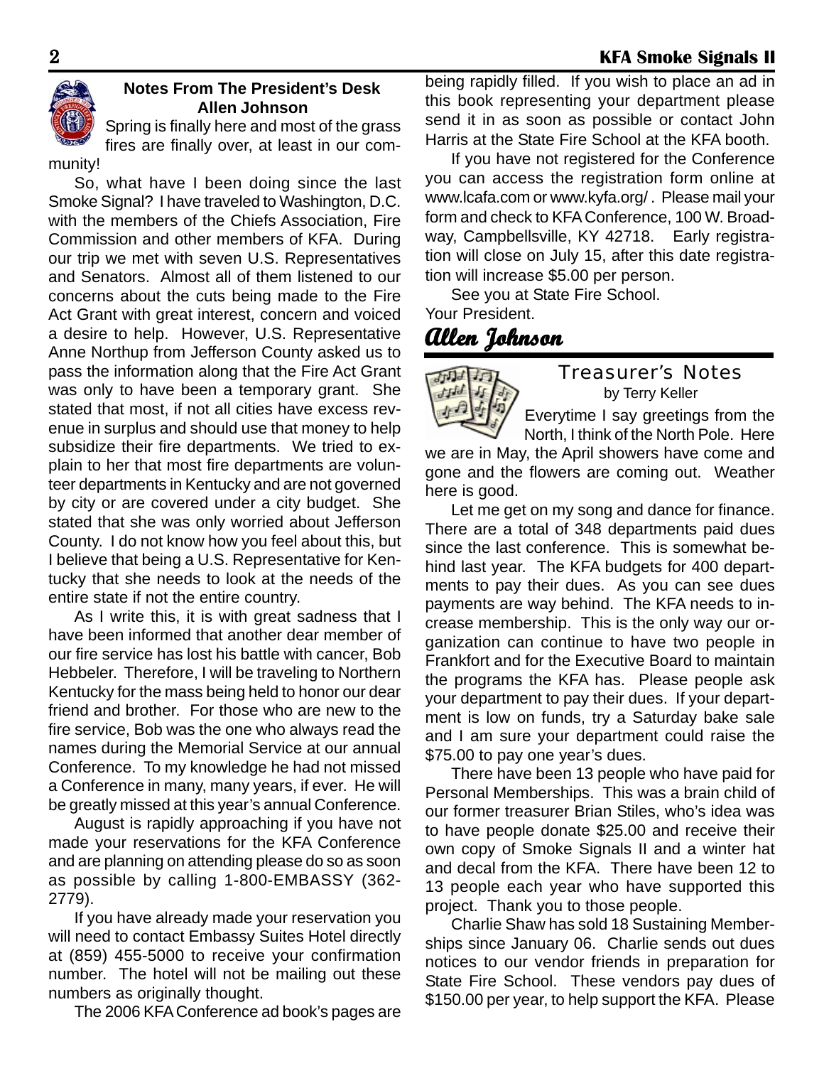## Notes From The President's Desk
### Allen Johnson

Spring is finally here and most of the grass fires are finally over, at least in our community!

So, what have I been doing since the last Smoke Signal? I have traveled to Washington, D.C. with the members of the Chiefs Association, Fire Commission and other members of KFA. During our trip we met with seven U.S. Representatives and Senators. Almost all of them listened to our concerns about the cuts being made to the Fire Act Grant with great interest, concern and voiced a desire to help. However, U.S. Representative Anne Northup from Jefferson County asked us to pass the information along that the Fire Act Grant was only to have been a temporary grant. She stated that most, if not all cities have excess revenue in surplus and should use that money to help subsidize their fire departments. We tried to explain to her that most fire departments are volunteer departments in Kentucky and are not governed by city or are covered under a city budget. She stated that she was only worried about Jefferson County. I do not know how you feel about this, but I believe that being a U.S. Representative for Kentucky that she needs to look at the needs of the entire state if not the entire country.

As I write this, it is with great sadness that I have been informed that another dear member of our fire service has lost his battle with cancer, Bob Hebbeler. Therefore, I will be traveling to Northern Kentucky for the mass being held to honor our dear friend and brother. For those who are new to the fire service, Bob was the one who always read the names during the Memorial Service at our annual Conference. To my knowledge he had not missed a Conference in many, many years, if ever. He will be greatly missed at this year's annual Conference.

August is rapidly approaching if you have not made your reservations for the KFA Conference and are planning on attending please do so as soon as possible by calling 1-800-EMBASSY (362-2779).

If you have already made your reservation you will need to contact Embassy Suites Hotel directly at (859) 455-5000 to receive your confirmation number. The hotel will not be mailing out these numbers as originally thought.

The 2006 KFA Conference ad book's pages are being rapidly filled. If you wish to place an ad in this book representing your department please send it in as soon as possible or contact John Harris at the State Fire School at the KFA booth.

If you have not registered for the Conference you can access the registration form online at www.lcafa.com or www.kyfa.org/ . Please mail your form and check to KFA Conference, 100 W. Broadway, Campbellsville, KY 42718. Early registration will close on July 15, after this date registration will increase $5.00 per person.

See you at State Fire School.

Your President.

***Allen Johnson***

---

## Treasurer's Notes
### by Terry Keller

Everytime I say greetings from the North, I think of the North Pole. Here we are in May, the April showers have come and gone and the flowers are coming out. Weather here is good.

Let me get on my song and dance for finance. There are a total of 348 departments paid dues since the last conference. This is somewhat behind last year. The KFA budgets for 400 departments to pay their dues. As you can see dues payments are way behind. The KFA needs to increase membership. This is the only way our organization can continue to have two people in Frankfort and for the Executive Board to maintain the programs the KFA has. Please people ask your department to pay their dues. If your department is low on funds, try a Saturday bake sale and I am sure your department could raise the $75.00 to pay one year's dues.

There have been 13 people who have paid for Personal Memberships. This was a brain child of our former treasurer Brian Stiles, who's idea was to have people donate $25.00 and receive their own copy of Smoke Signals II and a winter hat and decal from the KFA. There have been 12 to 13 people each year who have supported this project. Thank you to those people.

Charlie Shaw has sold 18 Sustaining Memberships since January 06. Charlie sends out dues notices to our vendor friends in preparation for State Fire School. These vendors pay dues of $150.00 per year, to help support the KFA. Please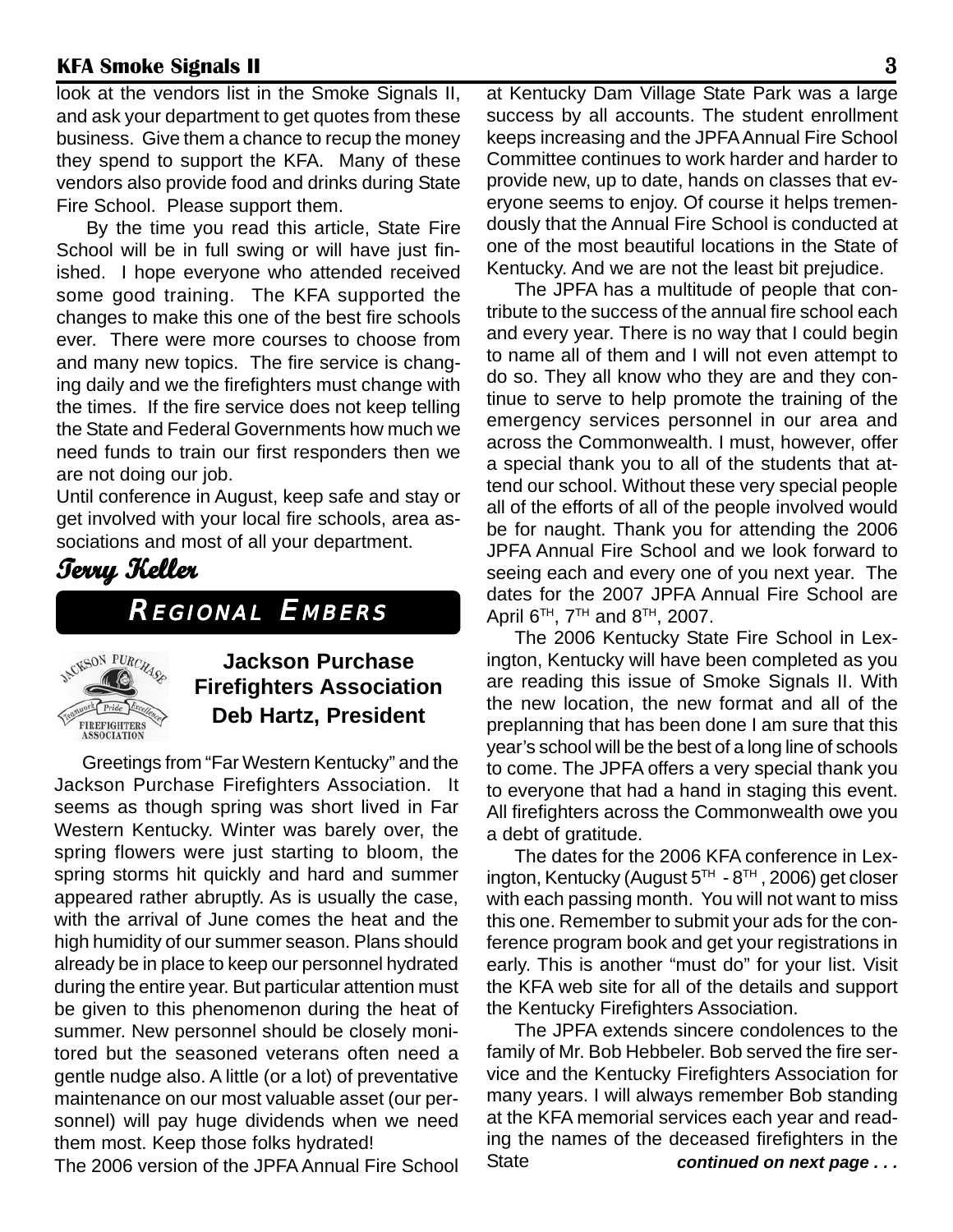look at the vendors list in the Smoke Signals II, and ask your department to get quotes from these business. Give them a chance to recup the money they spend to support the KFA. Many of these vendors also provide food and drinks during State Fire School. Please support them.

By the time you read this article, State Fire School will be in full swing or will have just finished. I hope everyone who attended received some good training. The KFA supported the changes to make this one of the best fire schools ever. There were more courses to choose from and many new topics. The fire service is changing daily and we the firefighters must change with the times. If the fire service does not keep telling the State and Federal Governments how much we need funds to train our first responders then we are not doing our job.

Until conference in August, keep safe and stay or get involved with your local fire schools, area associations and most of all your department.

*Terry Keller*

## Regional Embers

### Jackson Purchase Firefighters Association
### Deb Hartz, President

Greetings from "Far Western Kentucky" and the Jackson Purchase Firefighters Association. It seems as though spring was short lived in Far Western Kentucky. Winter was barely over, the spring flowers were just starting to bloom, the spring storms hit quickly and hard and summer appeared rather abruptly. As is usually the case, with the arrival of June comes the heat and the high humidity of our summer season. Plans should already be in place to keep our personnel hydrated during the entire year. But particular attention must be given to this phenomenon during the heat of summer. New personnel should be closely monitored but the seasoned veterans often need a gentle nudge also. A little (or a lot) of preventative maintenance on our most valuable asset (our personnel) will pay huge dividends when we need them most. Keep those folks hydrated!

The 2006 version of the JPFA Annual Fire School at Kentucky Dam Village State Park was a large success by all accounts. The student enrollment keeps increasing and the JPFA Annual Fire School Committee continues to work harder and harder to provide new, up to date, hands on classes that everyone seems to enjoy. Of course it helps tremendously that the Annual Fire School is conducted at one of the most beautiful locations in the State of Kentucky. And we are not the least bit prejudice.

The JPFA has a multitude of people that contribute to the success of the annual fire school each and every year. There is no way that I could begin to name all of them and I will not even attempt to do so. They all know who they are and they continue to serve to help promote the training of the emergency services personnel in our area and across the Commonwealth. I must, however, offer a special thank you to all of the students that attend our school. Without these very special people all of the efforts of all of the people involved would be for naught. Thank you for attending the 2006 JPFA Annual Fire School and we look forward to seeing each and every one of you next year. The dates for the 2007 JPFA Annual Fire School are April 6TH, 7TH and 8TH, 2007.

The 2006 Kentucky State Fire School in Lexington, Kentucky will have been completed as you are reading this issue of Smoke Signals II. With the new location, the new format and all of the preplanning that has been done I am sure that this year's school will be the best of a long line of schools to come. The JPFA offers a very special thank you to everyone that had a hand in staging this event. All firefighters across the Commonwealth owe you a debt of gratitude.

The dates for the 2006 KFA conference in Lexington, Kentucky (August 5TH - 8TH, 2006) get closer with each passing month. You will not want to miss this one. Remember to submit your ads for the conference program book and get your registrations in early. This is another "must do" for your list. Visit the KFA web site for all of the details and support the Kentucky Firefighters Association.

The JPFA extends sincere condolences to the family of Mr. Bob Hebbeler. Bob served the fire service and the Kentucky Firefighters Association for many years. I will always remember Bob standing at the KFA memorial services each year and reading the names of the deceased firefighters in the State

***continued on next page . . .***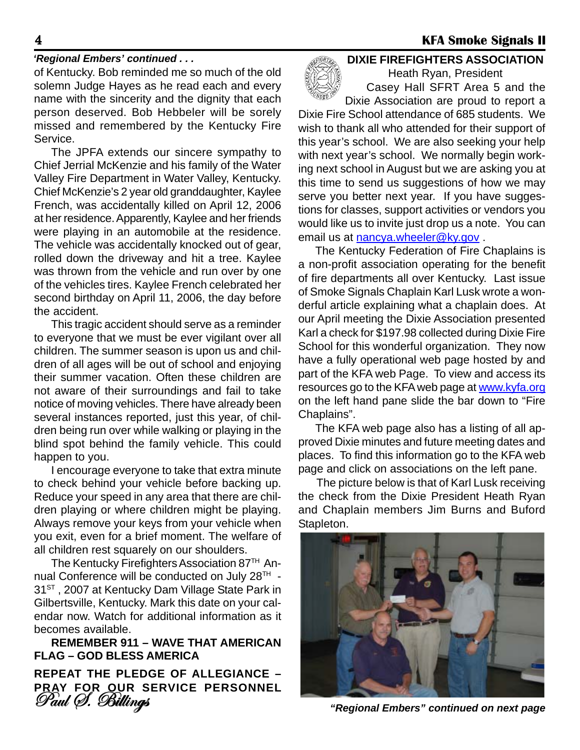*'Regional Embers' continued . . .*

of Kentucky. Bob reminded me so much of the old solemn Judge Hayes as he read each and every name with the sincerity and the dignity that each person deserved. Bob Hebbeler will be sorely missed and remembered by the Kentucky Fire Service.

The JPFA extends our sincere sympathy to Chief Jerrial McKenzie and his family of the Water Valley Fire Department in Water Valley, Kentucky. Chief McKenzie's 2 year old granddaughter, Kaylee French, was accidentally killed on April 12, 2006 at her residence. Apparently, Kaylee and her friends were playing in an automobile at the residence. The vehicle was accidentally knocked out of gear, rolled down the driveway and hit a tree. Kaylee was thrown from the vehicle and run over by one of the vehicles tires. Kaylee French celebrated her second birthday on April 11, 2006, the day before the accident.

This tragic accident should serve as a reminder to everyone that we must be ever vigilant over all children. The summer season is upon us and children of all ages will be out of school and enjoying their summer vacation. Often these children are not aware of their surroundings and fail to take notice of moving vehicles. There have already been several instances reported, just this year, of children being run over while walking or playing in the blind spot behind the family vehicle. This could happen to you.

I encourage everyone to take that extra minute to check behind your vehicle before backing up. Reduce your speed in any area that there are children playing or where children might be playing. Always remove your keys from your vehicle when you exit, even for a brief moment. The welfare of all children rest squarely on our shoulders.

The Kentucky Firefighters Association 87TH Annual Conference will be conducted on July 28TH - 31ST , 2007 at Kentucky Dam Village State Park in Gilbertsville, Kentucky. Mark this date on your calendar now. Watch for additional information as it becomes available.

**REMEMBER 911 – WAVE THAT AMERICAN FLAG – GOD BLESS AMERICA**

**REPEAT THE PLEDGE OF ALLEGIANCE – PRAY FOR OUR SERVICE PERSONNEL**

*Paul S. Billings*

## DIXIE FIREFIGHTERS ASSOCIATION

Heath Ryan, President

Casey Hall SFRT Area 5 and the Dixie Association are proud to report a Dixie Fire School attendance of 685 students. We wish to thank all who attended for their support of this year's school. We are also seeking your help with next year's school. We normally begin working next school in August but we are asking you at this time to send us suggestions of how we may serve you better next year. If you have suggestions for classes, support activities or vendors you would like us to invite just drop us a note. You can email us at nancya.wheeler@ky.gov .

The Kentucky Federation of Fire Chaplains is a non-profit association operating for the benefit of fire departments all over Kentucky. Last issue of Smoke Signals Chaplain Karl Lusk wrote a wonderful article explaining what a chaplain does. At our April meeting the Dixie Association presented Karl a check for $197.98 collected during Dixie Fire School for this wonderful organization. They now have a fully operational web page hosted by and part of the KFA web Page. To view and access its resources go to the KFA web page at www.kyfa.org on the left hand pane slide the bar down to "Fire Chaplains".

The KFA web page also has a listing of all approved Dixie minutes and future meeting dates and places. To find this information go to the KFA web page and click on associations on the left pane.

The picture below is that of Karl Lusk receiving the check from the Dixie President Heath Ryan and Chaplain members Jim Burns and Buford Stapleton.

***"Regional Embers" continued on next page***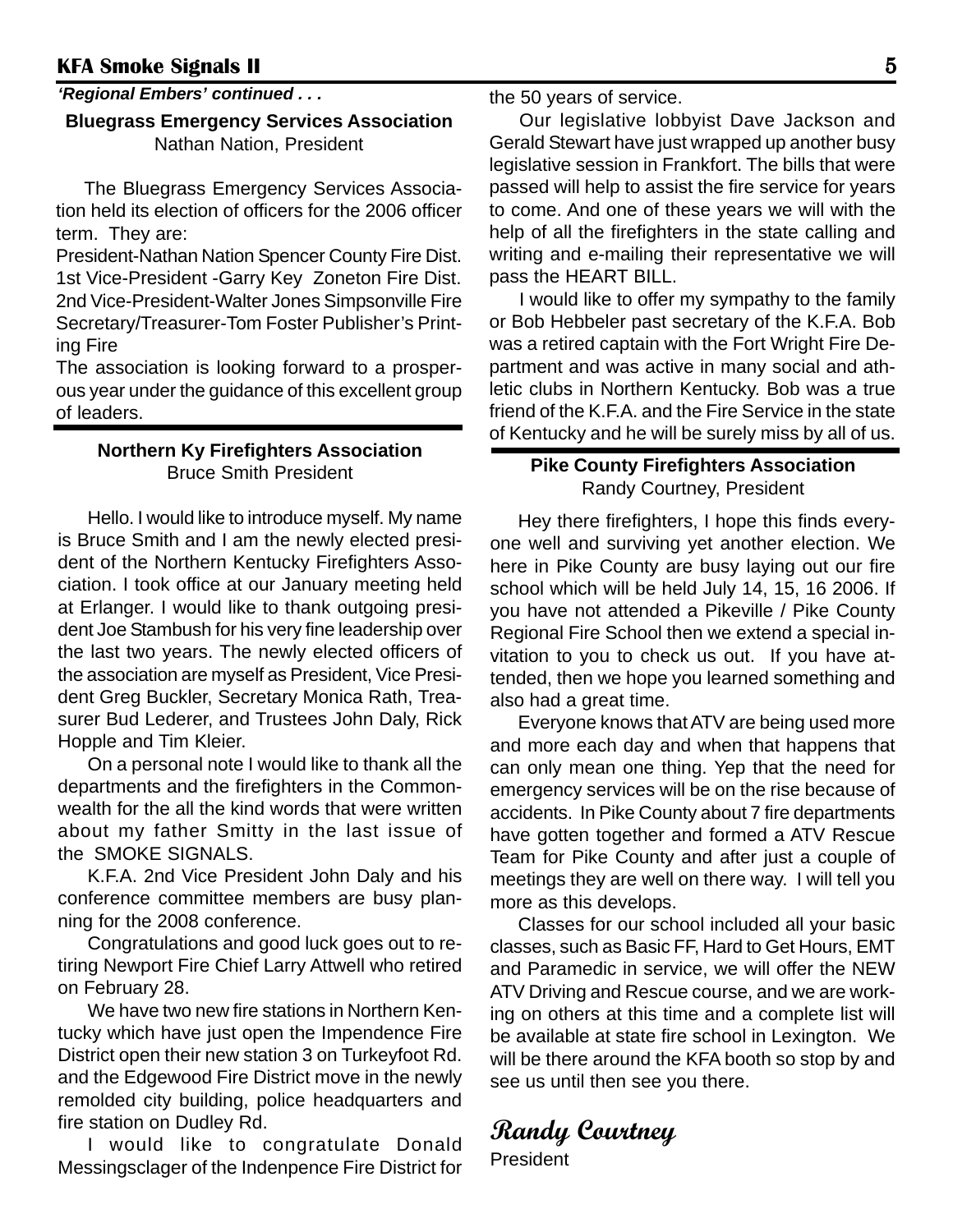*'Regional Embers' continued . . .*

**Bluegrass Emergency Services Association**
Nathan Nation, President

The Bluegrass Emergency Services Association held its election of officers for the 2006 officer term. They are:
President-Nathan Nation Spencer County Fire Dist.
1st Vice-President -Garry Key Zoneton Fire Dist.
2nd Vice-President-Walter Jones Simpsonville Fire
Secretary/Treasurer-Tom Foster Publisher's Printing Fire
The association is looking forward to a prosperous year under the guidance of this excellent group of leaders.

**Northern Ky Firefighters Association**
Bruce Smith President

Hello. I would like to introduce myself. My name is Bruce Smith and I am the newly elected president of the Northern Kentucky Firefighters Association. I took office at our January meeting held at Erlanger. I would like to thank outgoing president Joe Stambush for his very fine leadership over the last two years. The newly elected officers of the association are myself as President, Vice President Greg Buckler, Secretary Monica Rath, Treasurer Bud Lederer, and Trustees John Daly, Rick Hopple and Tim Kleier.

On a personal note I would like to thank all the departments and the firefighters in the Commonwealth for the all the kind words that were written about my father Smitty in the last issue of the SMOKE SIGNALS.

K.F.A. 2nd Vice President John Daly and his conference committee members are busy planning for the 2008 conference.

Congratulations and good luck goes out to retiring Newport Fire Chief Larry Attwell who retired on February 28.

We have two new fire stations in Northern Kentucky which have just open the Impendence Fire District open their new station 3 on Turkeyfoot Rd. and the Edgewood Fire District move in the newly remolded city building, police headquarters and fire station on Dudley Rd.

I would like to congratulate Donald Messingsclager of the Indenpence Fire District for the 50 years of service.

Our legislative lobbyist Dave Jackson and Gerald Stewart have just wrapped up another busy legislative session in Frankfort. The bills that were passed will help to assist the fire service for years to come. And one of these years we will with the help of all the firefighters in the state calling and writing and e-mailing their representative we will pass the HEART BILL.

I would like to offer my sympathy to the family or Bob Hebbeler past secretary of the K.F.A. Bob was a retired captain with the Fort Wright Fire Department and was active in many social and athletic clubs in Northern Kentucky. Bob was a true friend of the K.F.A. and the Fire Service in the state of Kentucky and he will be surely miss by all of us.

**Pike County Firefighters Association**
Randy Courtney, President

Hey there firefighters, I hope this finds everyone well and surviving yet another election. We here in Pike County are busy laying out our fire school which will be held July 14, 15, 16 2006. If you have not attended a Pikeville / Pike County Regional Fire School then we extend a special invitation to you to check us out. If you have attended, then we hope you learned something and also had a great time.

Everyone knows that ATV are being used more and more each day and when that happens that can only mean one thing. Yep that the need for emergency services will be on the rise because of accidents. In Pike County about 7 fire departments have gotten together and formed a ATV Rescue Team for Pike County and after just a couple of meetings they are well on there way. I will tell you more as this develops.

Classes for our school included all your basic classes, such as Basic FF, Hard to Get Hours, EMT and Paramedic in service, we will offer the NEW ATV Driving and Rescue course, and we are working on others at this time and a complete list will be available at state fire school in Lexington. We will be there around the KFA booth so stop by and see us until then see you there.

*Randy Courtney*
President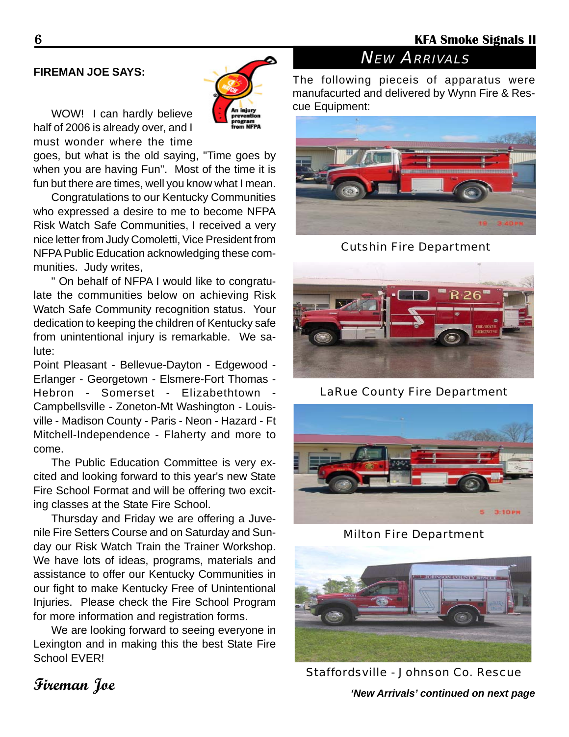## FIREMAN JOE SAYS:

WOW! I can hardly believe half of 2006 is already over, and I must wonder where the time goes, but what is the old saying, "Time goes by when you are having Fun". Most of the time it is fun but there are times, well you know what I mean.

Congratulations to our Kentucky Communities who expressed a desire to me to become NFPA Risk Watch Safe Communities, I received a very nice letter from Judy Comoletti, Vice President from NFPA Public Education acknowledging these communities. Judy writes,

" On behalf of NFPA I would like to congratulate the communities below on achieving Risk Watch Safe Community recognition status. Your dedication to keeping the children of Kentucky safe from unintentional injury is remarkable. We salute:

Point Pleasant - Bellevue-Dayton - Edgewood - Erlanger - Georgetown - Elsmere-Fort Thomas - Hebron - Somerset - Elizabethtown - Campbellsville - Zoneton-Mt Washington - Louisville - Madison County - Paris - Neon - Hazard - Ft Mitchell-Independence - Flaherty and more to come.

The Public Education Committee is very excited and looking forward to this year's new State Fire School Format and will be offering two exciting classes at the State Fire School.

Thursday and Friday we are offering a Juvenile Fire Setters Course and on Saturday and Sunday our Risk Watch Train the Trainer Workshop. We have lots of ideas, programs, materials and assistance to offer our Kentucky Communities in our fight to make Kentucky Free of Unintentional Injuries. Please check the Fire School Program for more information and registration forms.

We are looking forward to seeing everyone in Lexington and in making this the best State Fire School EVER!

*Fireman Joe*

## NEW ARRIVALS

The following pieceis of apparatus were manufacurted and delivered by Wynn Fire & Rescue Equipment:

Cutshin Fire Department

LaRue County Fire Department

Milton Fire Department

Staffordsville - Johnson Co. Rescue

***'New Arrivals' continued on next page***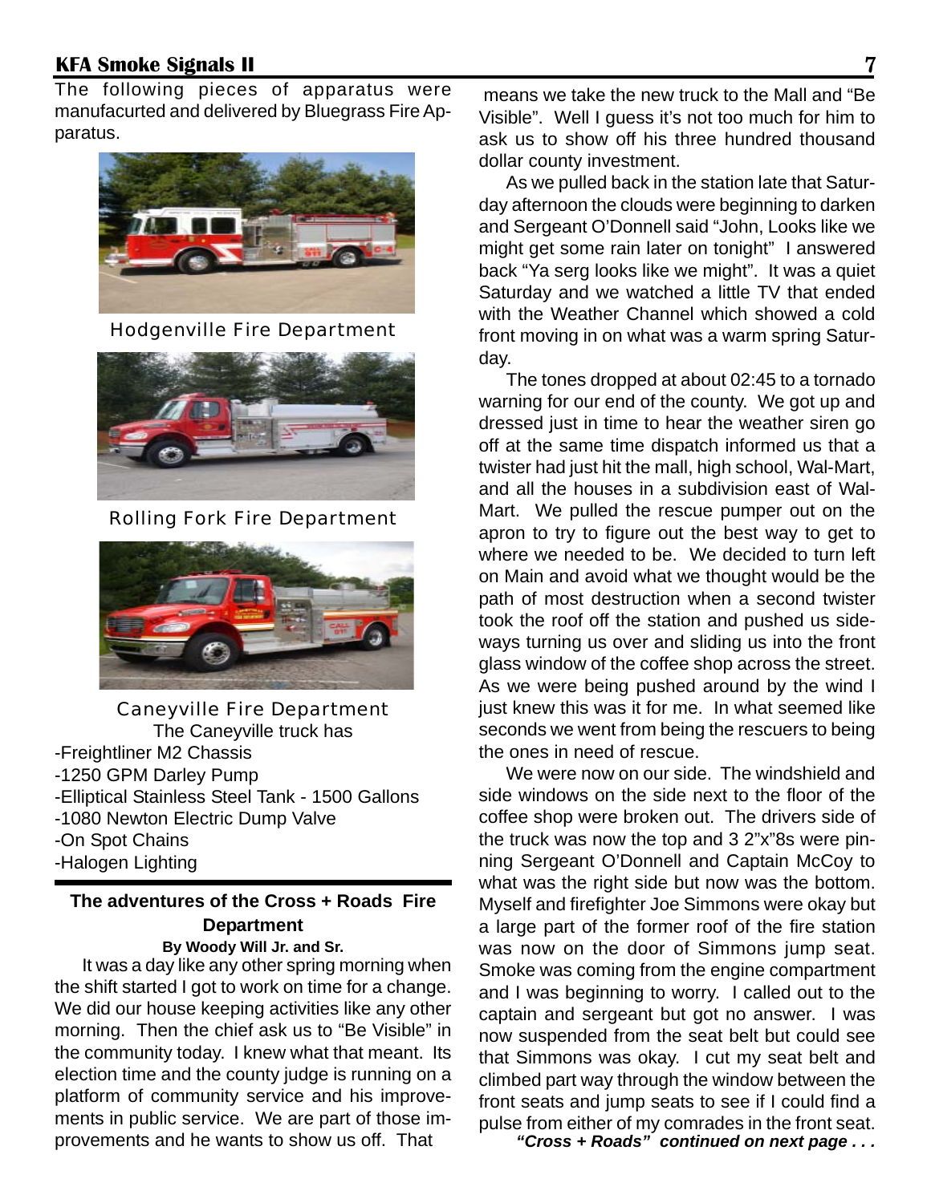The following pieces of apparatus were manufacurted and delivered by Bluegrass Fire Apparatus.

Hodgenville Fire Department

Rolling Fork Fire Department

Caneyville Fire Department

The Caneyville truck has

- -Freightliner M2 Chassis
- -1250 GPM Darley Pump
- -Elliptical Stainless Steel Tank - 1500 Gallons
- -1080 Newton Electric Dump Valve
- -On Spot Chains
- -Halogen Lighting

---

## The adventures of the Cross + Roads Fire Department

**By Woody Will Jr. and Sr.**

It was a day like any other spring morning when the shift started I got to work on time for a change. We did our house keeping activities like any other morning. Then the chief ask us to "Be Visible" in the community today. I knew what that meant. Its election time and the county judge is running on a platform of community service and his improvements in public service. We are part of those improvements and he wants to show us off. That means we take the new truck to the Mall and "Be Visible". Well I guess it's not too much for him to ask us to show off his three hundred thousand dollar county investment.

As we pulled back in the station late that Saturday afternoon the clouds were beginning to darken and Sergeant O'Donnell said "John, Looks like we might get some rain later on tonight" I answered back "Ya serg looks like we might". It was a quiet Saturday and we watched a little TV that ended with the Weather Channel which showed a cold front moving in on what was a warm spring Saturday.

The tones dropped at about 02:45 to a tornado warning for our end of the county. We got up and dressed just in time to hear the weather siren go off at the same time dispatch informed us that a twister had just hit the mall, high school, Wal-Mart, and all the houses in a subdivision east of Wal-Mart. We pulled the rescue pumper out on the apron to try to figure out the best way to get to where we needed to be. We decided to turn left on Main and avoid what we thought would be the path of most destruction when a second twister took the roof off the station and pushed us sideways turning us over and sliding us into the front glass window of the coffee shop across the street. As we were being pushed around by the wind I just knew this was it for me. In what seemed like seconds we went from being the rescuers to being the ones in need of rescue.

We were now on our side. The windshield and side windows on the side next to the floor of the coffee shop were broken out. The drivers side of the truck was now the top and 3 2"x"8s were pinning Sergeant O'Donnell and Captain McCoy to what was the right side but now was the bottom. Myself and firefighter Joe Simmons were okay but a large part of the former roof of the fire station was now on the door of Simmons jump seat. Smoke was coming from the engine compartment and I was beginning to worry. I called out to the captain and sergeant but got no answer. I was now suspended from the seat belt but could see that Simmons was okay. I cut my seat belt and climbed part way through the window between the front seats and jump seats to see if I could find a pulse from either of my comrades in the front seat.

***"Cross + Roads" continued on next page . . .***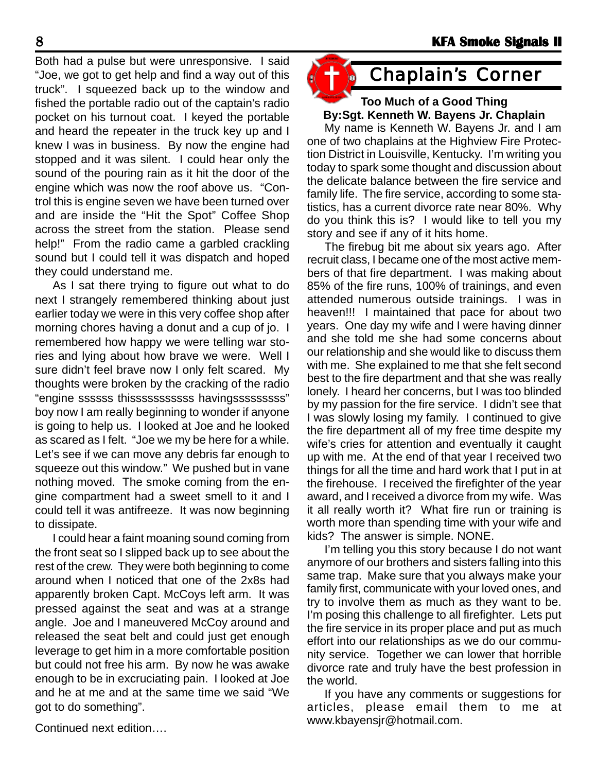Both had a pulse but were unresponsive. I said "Joe, we got to get help and find a way out of this truck". I squeezed back up to the window and fished the portable radio out of the captain's radio pocket on his turnout coat. I keyed the portable and heard the repeater in the truck key up and I knew I was in business. By now the engine had stopped and it was silent. I could hear only the sound of the pouring rain as it hit the door of the engine which was now the roof above us. "Control this is engine seven we have been turned over and are inside the "Hit the Spot" Coffee Shop across the street from the station. Please send help!" From the radio came a garbled crackling sound but I could tell it was dispatch and hoped they could understand me.

As I sat there trying to figure out what to do next I strangely remembered thinking about just earlier today we were in this very coffee shop after morning chores having a donut and a cup of jo. I remembered how happy we were telling war stories and lying about how brave we were. Well I sure didn't feel brave now I only felt scared. My thoughts were broken by the cracking of the radio "engine ssssss thissssssssssss havingsssssssss" boy now I am really beginning to wonder if anyone is going to help us. I looked at Joe and he looked as scared as I felt. "Joe we my be here for a while. Let's see if we can move any debris far enough to squeeze out this window." We pushed but in vane nothing moved. The smoke coming from the engine compartment had a sweet smell to it and I could tell it was antifreeze. It was now beginning to dissipate.

I could hear a faint moaning sound coming from the front seat so I slipped back up to see about the rest of the crew. They were both beginning to come around when I noticed that one of the 2x8s had apparently broken Capt. McCoys left arm. It was pressed against the seat and was at a strange angle. Joe and I maneuvered McCoy around and released the seat belt and could just get enough leverage to get him in a more comfortable position but could not free his arm. By now he was awake enough to be in excruciating pain. I looked at Joe and he at me and at the same time we said "We got to do something".

Continued next edition….

# Chaplain's Corner

**Too Much of a Good Thing**
**By:Sgt. Kenneth W. Bayens Jr. Chaplain**

My name is Kenneth W. Bayens Jr. and I am one of two chaplains at the Highview Fire Protection District in Louisville, Kentucky. I'm writing you today to spark some thought and discussion about the delicate balance between the fire service and family life. The fire service, according to some statistics, has a current divorce rate near 80%. Why do you think this is? I would like to tell you my story and see if any of it hits home.

The firebug bit me about six years ago. After recruit class, I became one of the most active members of that fire department. I was making about 85% of the fire runs, 100% of trainings, and even attended numerous outside trainings. I was in heaven!!! I maintained that pace for about two years. One day my wife and I were having dinner and she told me she had some concerns about our relationship and she would like to discuss them with me. She explained to me that she felt second best to the fire department and that she was really lonely. I heard her concerns, but I was too blinded by my passion for the fire service. I didn't see that I was slowly losing my family. I continued to give the fire department all of my free time despite my wife's cries for attention and eventually it caught up with me. At the end of that year I received two things for all the time and hard work that I put in at the firehouse. I received the firefighter of the year award, and I received a divorce from my wife. Was it all really worth it? What fire run or training is worth more than spending time with your wife and kids? The answer is simple. NONE.

I'm telling you this story because I do not want anymore of our brothers and sisters falling into this same trap. Make sure that you always make your family first, communicate with your loved ones, and try to involve them as much as they want to be. I'm posing this challenge to all firefighter. Lets put the fire service in its proper place and put as much effort into our relationships as we do our community service. Together we can lower that horrible divorce rate and truly have the best profession in the world.

If you have any comments or suggestions for articles, please email them to me at www.kbayensjr@hotmail.com.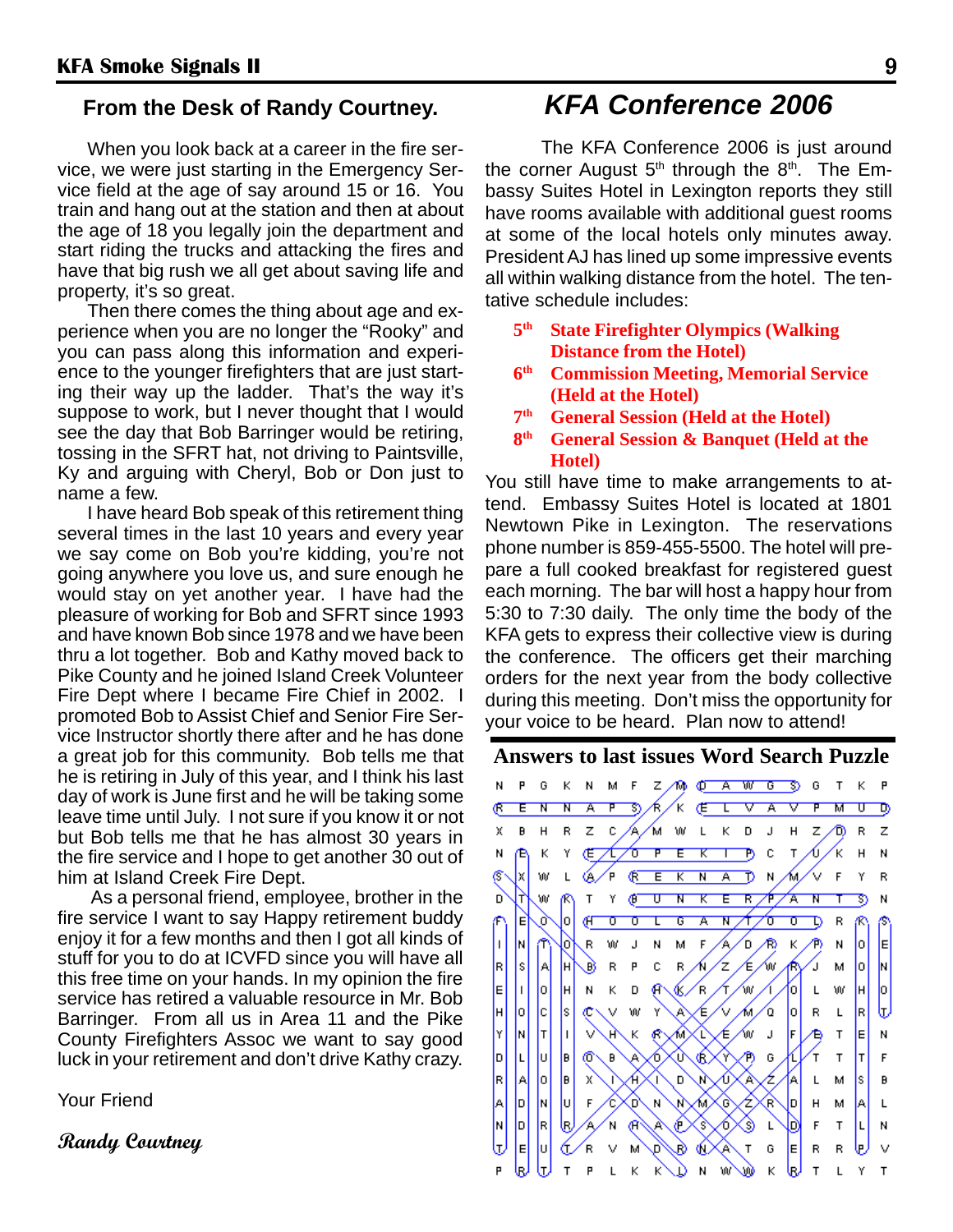## From the Desk of Randy Courtney.

When you look back at a career in the fire service, we were just starting in the Emergency Service field at the age of say around 15 or 16. You train and hang out at the station and then at about the age of 18 you legally join the department and start riding the trucks and attacking the fires and have that big rush we all get about saving life and property, it's so great.

Then there comes the thing about age and experience when you are no longer the "Rooky" and you can pass along this information and experience to the younger firefighters that are just starting their way up the ladder. That's the way it's suppose to work, but I never thought that I would see the day that Bob Barringer would be retiring, tossing in the SFRT hat, not driving to Paintsville, Ky and arguing with Cheryl, Bob or Don just to name a few.

I have heard Bob speak of this retirement thing several times in the last 10 years and every year we say come on Bob you're kidding, you're not going anywhere you love us, and sure enough he would stay on yet another year. I have had the pleasure of working for Bob and SFRT since 1993 and have known Bob since 1978 and we have been thru a lot together. Bob and Kathy moved back to Pike County and he joined Island Creek Volunteer Fire Dept where I became Fire Chief in 2002. I promoted Bob to Assist Chief and Senior Fire Service Instructor shortly there after and he has done a great job for this community. Bob tells me that he is retiring in July of this year, and I think his last day of work is June first and he will be taking some leave time until July. I not sure if you know it or not but Bob tells me that he has almost 30 years in the fire service and I hope to get another 30 out of him at Island Creek Fire Dept.

As a personal friend, employee, brother in the fire service I want to say Happy retirement buddy enjoy it for a few months and then I got all kinds of stuff for you to do at ICVFD since you will have all this free time on your hands. In my opinion the fire service has retired a valuable resource in Mr. Bob Barringer. From all us in Area 11 and the Pike County Firefighters Assoc we want to say good luck in your retirement and don't drive Kathy crazy.

Your Friend

*Randy Courtney*

## *KFA Conference 2006*

The KFA Conference 2006 is just around the corner August 5th through the 8th. The Embassy Suites Hotel in Lexington reports they still have rooms available with additional guest rooms at some of the local hotels only minutes away. President AJ has lined up some impressive events all within walking distance from the hotel. The tentative schedule includes:

- **5th State Firefighter Olympics (Walking Distance from the Hotel)**
- **6th Commission Meeting, Memorial Service (Held at the Hotel)**
- **7th General Session (Held at the Hotel)**
- **8th General Session & Banquet (Held at the Hotel)**

You still have time to make arrangements to attend. Embassy Suites Hotel is located at 1801 Newtown Pike in Lexington. The reservations phone number is 859-455-5500. The hotel will prepare a full cooked breakfast for registered guest each morning. The bar will host a happy hour from 5:30 to 7:30 daily. The only time the body of the KFA gets to express their collective view is during the conference. The officers get their marching orders for the next year from the body collective during this meeting. Don't miss the opportunity for your voice to be heard. Plan now to attend!

## Answers to last issues Word Search Puzzle

```
N P G K N M F Z M D A W G S G T K P
R E N N A P S R K E L V A V P M U D
X B H R Z C A M W L K D J H Z D R Z
N E K Y E L O P E K I P C T U K H N
S X W L A P R E K N A T N M V F Y R
D T W K T Y B U N K E R P A N T S N
F E O O H O O L G A N T O O L R K S
I N T O R W J N M F A D R K P N O E
R S A H B R P C R N Z E W R J M O N
E I O H N K D H K R T W I O L W H O
H O C S C V W Y A E V M Q O R L R T
Y N T I V H K R M L E W J F B T E N
D L U B O B A O U R Y P G L T T T F
R A O B X I H I D N U A Z A L M S B
A D N U F C D N N M G Z R D H M A L
N D R R A N H A P S O S L D F T L N
T E U T R V M D B N A T G E R R P V
P R T T P L K K D N W W K R T L Y T
```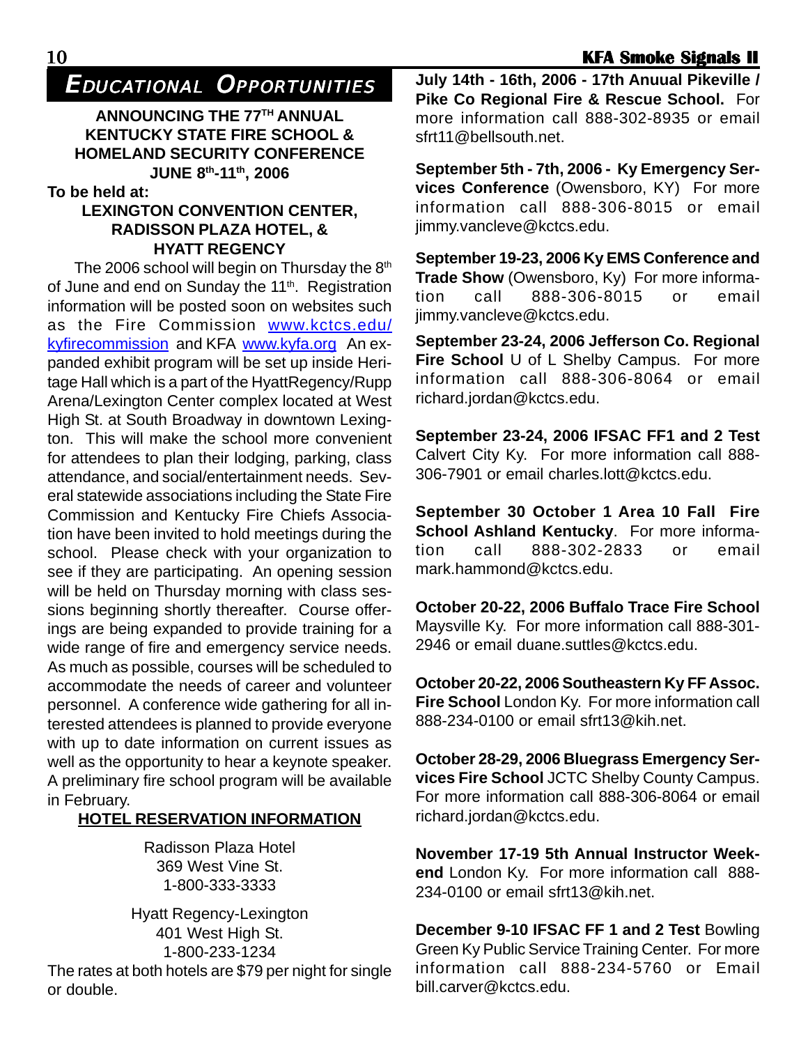# EDUCATIONAL OPPORTUNITIES

**ANNOUNCING THE 77TH ANNUAL KENTUCKY STATE FIRE SCHOOL & HOMELAND SECURITY CONFERENCE JUNE 8th-11th, 2006**

**To be held at:**

**LEXINGTON CONVENTION CENTER, RADISSON PLAZA HOTEL, & HYATT REGENCY**

The 2006 school will begin on Thursday the 8th of June and end on Sunday the 11th. Registration information will be posted soon on websites such as the Fire Commission www.kctcs.edu/kyfirecommission and KFA www.kyfa.org An expanded exhibit program will be set up inside Heritage Hall which is a part of the HyattRegency/Rupp Arena/Lexington Center complex located at West High St. at South Broadway in downtown Lexington. This will make the school more convenient for attendees to plan their lodging, parking, class attendance, and social/entertainment needs. Several statewide associations including the State Fire Commission and Kentucky Fire Chiefs Association have been invited to hold meetings during the school. Please check with your organization to see if they are participating. An opening session will be held on Thursday morning with class sessions beginning shortly thereafter. Course offerings are being expanded to provide training for a wide range of fire and emergency service needs. As much as possible, courses will be scheduled to accommodate the needs of career and volunteer personnel. A conference wide gathering for all interested attendees is planned to provide everyone with up to date information on current issues as well as the opportunity to hear a keynote speaker. A preliminary fire school program will be available in February.

**HOTEL RESERVATION INFORMATION**

Radisson Plaza Hotel
369 West Vine St.
1-800-333-3333

Hyatt Regency-Lexington
401 West High St.
1-800-233-1234

The rates at both hotels are $79 per night for single or double.

**July 14th - 16th, 2006 - 17th Anuual Pikeville / Pike Co Regional Fire & Rescue School.** For more information call 888-302-8935 or email sfrt11@bellsouth.net.

**September 5th - 7th, 2006 - Ky Emergency Services Conference** (Owensboro, KY) For more information call 888-306-8015 or email jimmy.vancleve@kctcs.edu.

**September 19-23, 2006 Ky EMS Conference and Trade Show** (Owensboro, Ky) For more information call 888-306-8015 or email jimmy.vancleve@kctcs.edu.

**September 23-24, 2006 Jefferson Co. Regional Fire School** U of L Shelby Campus. For more information call 888-306-8064 or email richard.jordan@kctcs.edu.

**September 23-24, 2006 IFSAC FF1 and 2 Test** Calvert City Ky. For more information call 888-306-7901 or email charles.lott@kctcs.edu.

**September 30 October 1 Area 10 Fall Fire School Ashland Kentucky**. For more information call 888-302-2833 or email mark.hammond@kctcs.edu.

**October 20-22, 2006 Buffalo Trace Fire School** Maysville Ky. For more information call 888-301-2946 or email duane.suttles@kctcs.edu.

**October 20-22, 2006 Southeastern Ky FF Assoc. Fire School** London Ky. For more information call 888-234-0100 or email sfrt13@kih.net.

**October 28-29, 2006 Bluegrass Emergency Services Fire School** JCTC Shelby County Campus. For more information call 888-306-8064 or email richard.jordan@kctcs.edu.

**November 17-19 5th Annual Instructor Weekend** London Ky. For more information call 888-234-0100 or email sfrt13@kih.net.

**December 9-10 IFSAC FF 1 and 2 Test** Bowling Green Ky Public Service Training Center. For more information call 888-234-5760 or Email bill.carver@kctcs.edu.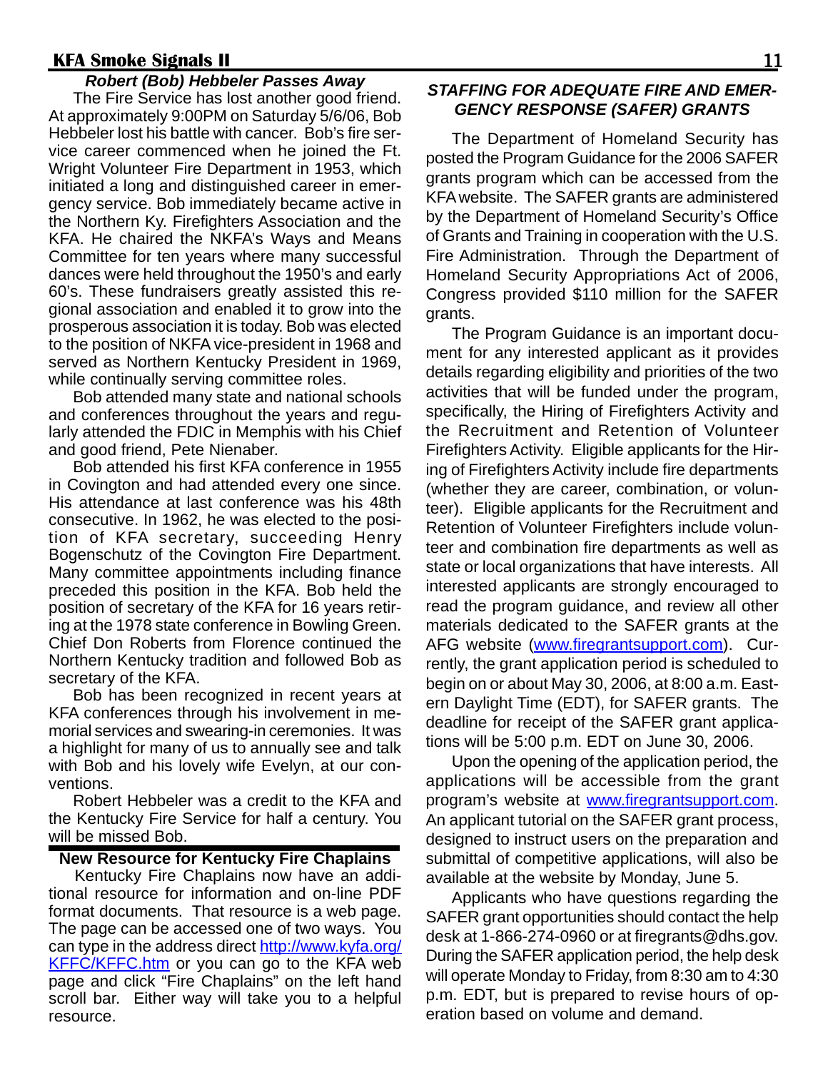### *Robert (Bob) Hebbeler Passes Away*

The Fire Service has lost another good friend. At approximately 9:00PM on Saturday 5/6/06, Bob Hebbeler lost his battle with cancer. Bob's fire service career commenced when he joined the Ft. Wright Volunteer Fire Department in 1953, which initiated a long and distinguished career in emergency service. Bob immediately became active in the Northern Ky. Firefighters Association and the KFA. He chaired the NKFA's Ways and Means Committee for ten years where many successful dances were held throughout the 1950's and early 60's. These fundraisers greatly assisted this regional association and enabled it to grow into the prosperous association it is today. Bob was elected to the position of NKFA vice-president in 1968 and served as Northern Kentucky President in 1969, while continually serving committee roles.

Bob attended many state and national schools and conferences throughout the years and regularly attended the FDIC in Memphis with his Chief and good friend, Pete Nienaber.

Bob attended his first KFA conference in 1955 in Covington and had attended every one since. His attendance at last conference was his 48th consecutive. In 1962, he was elected to the position of KFA secretary, succeeding Henry Bogenschutz of the Covington Fire Department. Many committee appointments including finance preceded this position in the KFA. Bob held the position of secretary of the KFA for 16 years retiring at the 1978 state conference in Bowling Green. Chief Don Roberts from Florence continued the Northern Kentucky tradition and followed Bob as secretary of the KFA.

Bob has been recognized in recent years at KFA conferences through his involvement in memorial services and swearing-in ceremonies. It was a highlight for many of us to annually see and talk with Bob and his lovely wife Evelyn, at our conventions.

Robert Hebbeler was a credit to the KFA and the Kentucky Fire Service for half a century. You will be missed Bob.

### New Resource for Kentucky Fire Chaplains

Kentucky Fire Chaplains now have an additional resource for information and on-line PDF format documents. That resource is a web page. The page can be accessed one of two ways. You can type in the address direct http://www.kyfa.org/KFFC/KFFC.htm or you can go to the KFA web page and click "Fire Chaplains" on the left hand scroll bar. Either way will take you to a helpful resource.

### *STAFFING FOR ADEQUATE FIRE AND EMERGENCY RESPONSE (SAFER) GRANTS*

The Department of Homeland Security has posted the Program Guidance for the 2006 SAFER grants program which can be accessed from the KFA website. The SAFER grants are administered by the Department of Homeland Security's Office of Grants and Training in cooperation with the U.S. Fire Administration. Through the Department of Homeland Security Appropriations Act of 2006, Congress provided $110 million for the SAFER grants.

The Program Guidance is an important document for any interested applicant as it provides details regarding eligibility and priorities of the two activities that will be funded under the program, specifically, the Hiring of Firefighters Activity and the Recruitment and Retention of Volunteer Firefighters Activity. Eligible applicants for the Hiring of Firefighters Activity include fire departments (whether they are career, combination, or volunteer). Eligible applicants for the Recruitment and Retention of Volunteer Firefighters include volunteer and combination fire departments as well as state or local organizations that have interests. All interested applicants are strongly encouraged to read the program guidance, and review all other materials dedicated to the SAFER grants at the AFG website (www.firegrantsupport.com). Currently, the grant application period is scheduled to begin on or about May 30, 2006, at 8:00 a.m. Eastern Daylight Time (EDT), for SAFER grants. The deadline for receipt of the SAFER grant applications will be 5:00 p.m. EDT on June 30, 2006.

Upon the opening of the application period, the applications will be accessible from the grant program's website at www.firegrantsupport.com. An applicant tutorial on the SAFER grant process, designed to instruct users on the preparation and submittal of competitive applications, will also be available at the website by Monday, June 5.

Applicants who have questions regarding the SAFER grant opportunities should contact the help desk at 1-866-274-0960 or at firegrants@dhs.gov. During the SAFER application period, the help desk will operate Monday to Friday, from 8:30 am to 4:30 p.m. EDT, but is prepared to revise hours of operation based on volume and demand.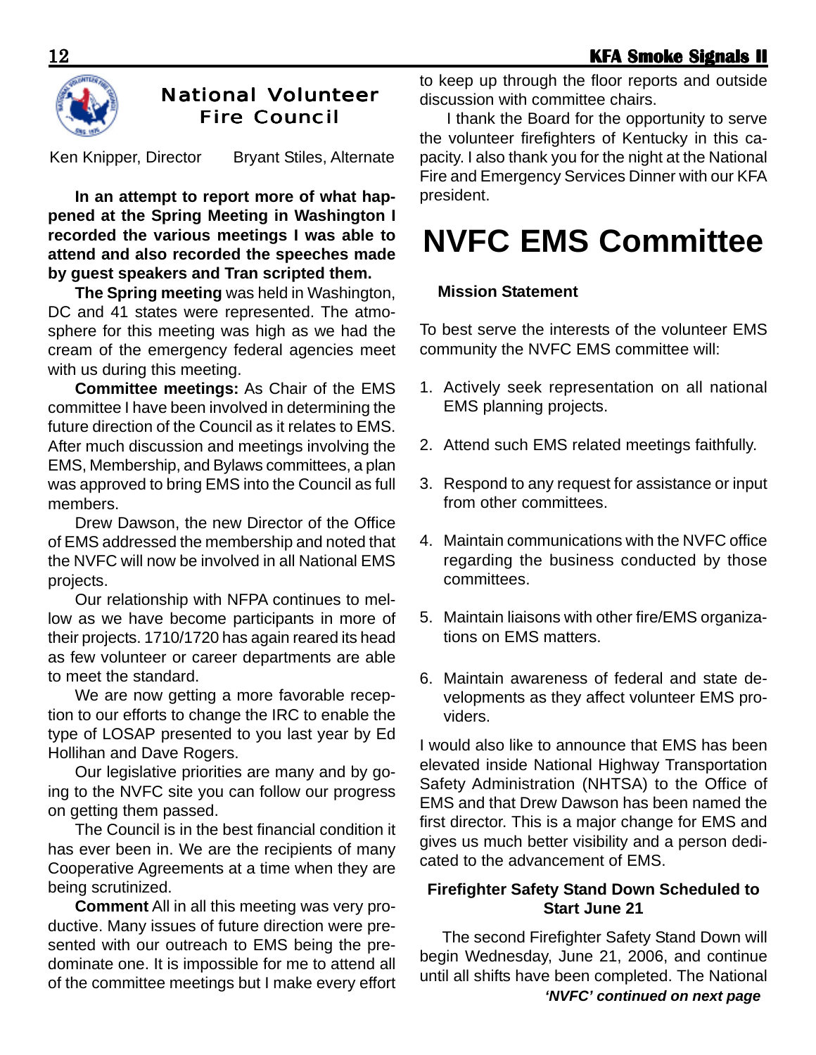## National Volunteer Fire Council

Ken Knipper, Director  Bryant Stiles, Alternate

**In an attempt to report more of what happened at the Spring Meeting in Washington I recorded the various meetings I was able to attend and also recorded the speeches made by guest speakers and Tran scripted them.**

**The Spring meeting** was held in Washington, DC and 41 states were represented. The atmosphere for this meeting was high as we had the cream of the emergency federal agencies meet with us during this meeting.

**Committee meetings:** As Chair of the EMS committee I have been involved in determining the future direction of the Council as it relates to EMS. After much discussion and meetings involving the EMS, Membership, and Bylaws committees, a plan was approved to bring EMS into the Council as full members.

Drew Dawson, the new Director of the Office of EMS addressed the membership and noted that the NVFC will now be involved in all National EMS projects.

Our relationship with NFPA continues to mellow as we have become participants in more of their projects. 1710/1720 has again reared its head as few volunteer or career departments are able to meet the standard.

We are now getting a more favorable reception to our efforts to change the IRC to enable the type of LOSAP presented to you last year by Ed Hollihan and Dave Rogers.

Our legislative priorities are many and by going to the NVFC site you can follow our progress on getting them passed.

The Council is in the best financial condition it has ever been in. We are the recipients of many Cooperative Agreements at a time when they are being scrutinized.

**Comment** All in all this meeting was very productive. Many issues of future direction were presented with our outreach to EMS being the predominate one. It is impossible for me to attend all of the committee meetings but I make every effort to keep up through the floor reports and outside discussion with committee chairs.

I thank the Board for the opportunity to serve the volunteer firefighters of Kentucky in this capacity. I also thank you for the night at the National Fire and Emergency Services Dinner with our KFA president.

# NVFC EMS Committee

**Mission Statement**

To best serve the interests of the volunteer EMS community the NVFC EMS committee will:

1. Actively seek representation on all national EMS planning projects.
2. Attend such EMS related meetings faithfully.
3. Respond to any request for assistance or input from other committees.
4. Maintain communications with the NVFC office regarding the business conducted by those committees.
5. Maintain liaisons with other fire/EMS organizations on EMS matters.
6. Maintain awareness of federal and state developments as they affect volunteer EMS providers.

I would also like to announce that EMS has been elevated inside National Highway Transportation Safety Administration (NHTSA) to the Office of EMS and that Drew Dawson has been named the first director. This is a major change for EMS and gives us much better visibility and a person dedicated to the advancement of EMS.

### Firefighter Safety Stand Down Scheduled to Start June 21

The second Firefighter Safety Stand Down will begin Wednesday, June 21, 2006, and continue until all shifts have been completed. The National

***'NVFC' continued on next page***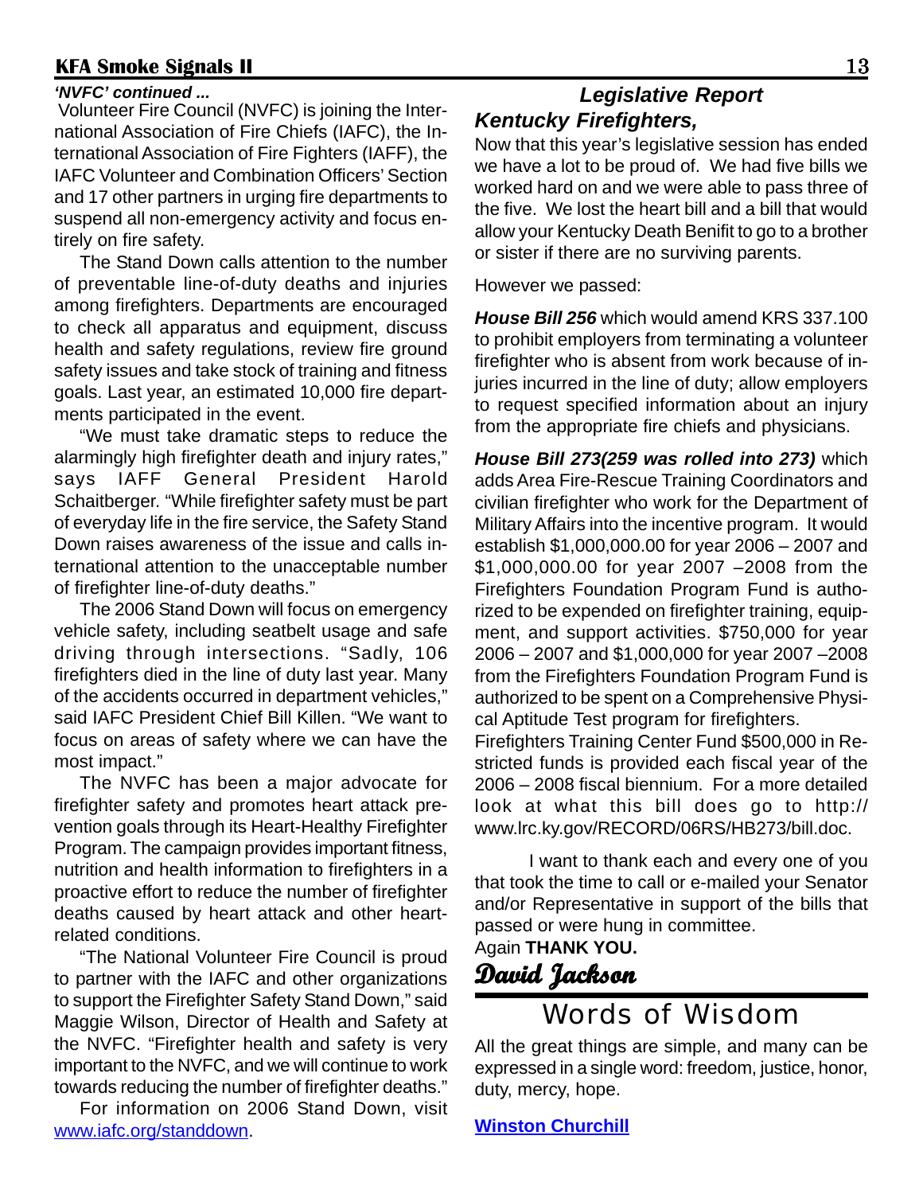*'NVFC' continued ...*

Volunteer Fire Council (NVFC) is joining the International Association of Fire Chiefs (IAFC), the International Association of Fire Fighters (IAFF), the IAFC Volunteer and Combination Officers' Section and 17 other partners in urging fire departments to suspend all non-emergency activity and focus entirely on fire safety.

The Stand Down calls attention to the number of preventable line-of-duty deaths and injuries among firefighters. Departments are encouraged to check all apparatus and equipment, discuss health and safety regulations, review fire ground safety issues and take stock of training and fitness goals. Last year, an estimated 10,000 fire departments participated in the event.

"We must take dramatic steps to reduce the alarmingly high firefighter death and injury rates," says IAFF General President Harold Schaitberger. "While firefighter safety must be part of everyday life in the fire service, the Safety Stand Down raises awareness of the issue and calls international attention to the unacceptable number of firefighter line-of-duty deaths."

The 2006 Stand Down will focus on emergency vehicle safety, including seatbelt usage and safe driving through intersections. "Sadly, 106 firefighters died in the line of duty last year. Many of the accidents occurred in department vehicles," said IAFC President Chief Bill Killen. "We want to focus on areas of safety where we can have the most impact."

The NVFC has been a major advocate for firefighter safety and promotes heart attack prevention goals through its Heart-Healthy Firefighter Program. The campaign provides important fitness, nutrition and health information to firefighters in a proactive effort to reduce the number of firefighter deaths caused by heart attack and other heart-related conditions.

"The National Volunteer Fire Council is proud to partner with the IAFC and other organizations to support the Firefighter Safety Stand Down," said Maggie Wilson, Director of Health and Safety at the NVFC. "Firefighter health and safety is very important to the NVFC, and we will continue to work towards reducing the number of firefighter deaths."

For information on 2006 Stand Down, visit www.iafc.org/standdown.

## *Legislative Report*

***Kentucky Firefighters,***

Now that this year's legislative session has ended we have a lot to be proud of. We had five bills we worked hard on and we were able to pass three of the five. We lost the heart bill and a bill that would allow your Kentucky Death Benifit to go to a brother or sister if there are no surviving parents.

However we passed:

***House Bill 256*** which would amend KRS 337.100 to prohibit employers from terminating a volunteer firefighter who is absent from work because of injuries incurred in the line of duty; allow employers to request specified information about an injury from the appropriate fire chiefs and physicians.

***House Bill 273(259 was rolled into 273)*** which adds Area Fire-Rescue Training Coordinators and civilian firefighter who work for the Department of Military Affairs into the incentive program. It would establish $1,000,000.00 for year 2006 – 2007 and $1,000,000.00 for year 2007 –2008 from the Firefighters Foundation Program Fund is authorized to be expended on firefighter training, equipment, and support activities. $750,000 for year 2006 – 2007 and $1,000,000 for year 2007 –2008 from the Firefighters Foundation Program Fund is authorized to be spent on a Comprehensive Physical Aptitude Test program for firefighters.
Firefighters Training Center Fund $500,000 in Restricted funds is provided each fiscal year of the 2006 – 2008 fiscal biennium. For a more detailed look at what this bill does go to http://www.lrc.ky.gov/RECORD/06RS/HB273/bill.doc.

I want to thank each and every one of you that took the time to call or e-mailed your Senator and/or Representative in support of the bills that passed or were hung in committee.
Again **THANK YOU.**

**David Jackson**

## Words of Wisdom

All the great things are simple, and many can be expressed in a single word: freedom, justice, honor, duty, mercy, hope.

**Winston Churchill**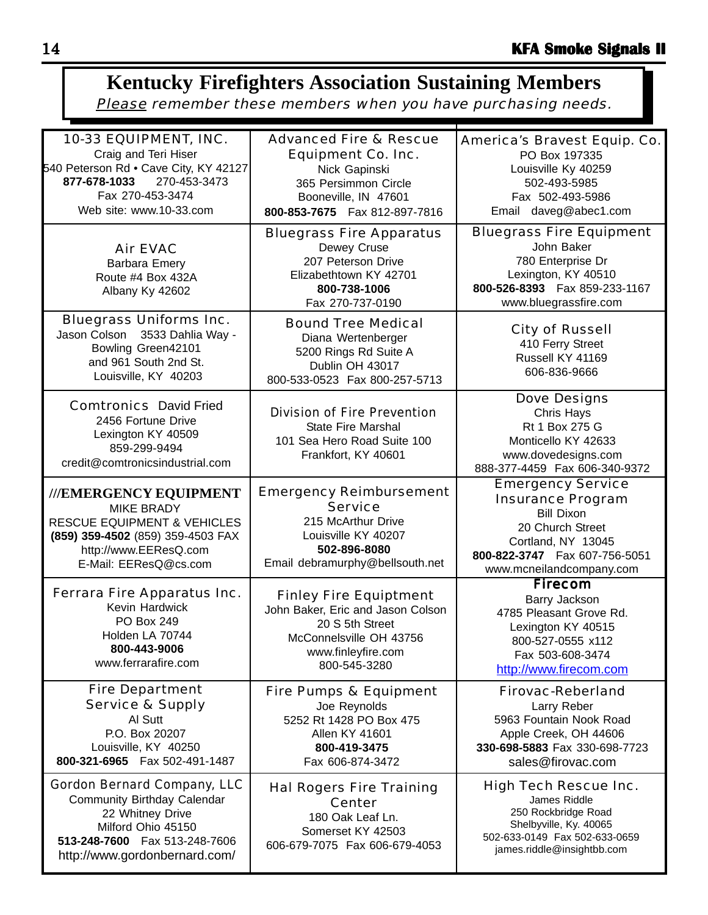# Kentucky Firefighters Association Sustaining Members

*Please remember these members when you have purchasing needs.*

| | | |
|---|---|---|
| 10-33 EQUIPMENT, INC.<br>Craig and Teri Hiser<br>540 Peterson Rd • Cave City, KY 42127<br>**877-678-1033** 270-453-3473<br>Fax 270-453-3474<br>Web site: www.10-33.com | Advanced Fire & Rescue Equipment Co. Inc.<br>Nick Gapinski<br>365 Persimmon Circle<br>Booneville, IN 47601<br>**800-853-7675** Fax 812-897-7816 | America's Bravest Equip. Co.<br>PO Box 197335<br>Louisville Ky 40259<br>502-493-5985<br>Fax 502-493-5986<br>Email daveg@abec1.com |
| Air EVAC<br>Barbara Emery<br>Route #4 Box 432A<br>Albany Ky 42602 | Bluegrass Fire Apparatus<br>Dewey Cruse<br>207 Peterson Drive<br>Elizabethtown KY 42701<br>**800-738-1006**<br>Fax 270-737-0190 | Bluegrass Fire Equipment<br>John Baker<br>780 Enterprise Dr<br>Lexington, KY 40510<br>**800-526-8393** Fax 859-233-1167<br>www.bluegrassfire.com |
| Bluegrass Uniforms Inc.<br>Jason Colson 3533 Dahlia Way - Bowling Green42101<br>and 961 South 2nd St.<br>Louisville, KY 40203 | Bound Tree Medical<br>Diana Wertenberger<br>5200 Rings Rd Suite A<br>Dublin OH 43017<br>800-533-0523 Fax 800-257-5713 | City of Russell<br>410 Ferry Street<br>Russell KY 41169<br>606-836-9666 |
| Comtronics David Fried<br>2456 Fortune Drive<br>Lexington KY 40509<br>859-299-9494<br>credit@comtronicsindustrial.com | Division of Fire Prevention<br>State Fire Marshal<br>101 Sea Hero Road Suite 100<br>Frankfort, KY 40601 | Dove Designs<br>Chris Hays<br>Rt 1 Box 275 G<br>Monticello KY 42633<br>www.dovedesigns.com<br>888-377-4459 Fax 606-340-9372 |
| **///EMERGENCY EQUIPMENT**<br>MIKE BRADY<br>RESCUE EQUIPMENT & VEHICLES<br>**(859) 359-4502** (859) 359-4503 FAX<br>http://www.EEResQ.com<br>E-Mail: EEResQ@cs.com | Emergency Reimbursement Service<br>215 McArthur Drive<br>Louisville KY 40207<br>**502-896-8080**<br>Email debramurphy@bellsouth.net | Emergency Service Insurance Program<br>Bill Dixon<br>20 Church Street<br>Cortland, NY 13045<br>**800-822-3747** Fax 607-756-5051<br>www.mcneilandcompany.com |
| Ferrara Fire Apparatus Inc.<br>Kevin Hardwick<br>PO Box 249<br>Holden LA 70744<br>**800-443-9006**<br>www.ferrarafire.com | Finley Fire Equiptment<br>John Baker, Eric and Jason Colson<br>20 S 5th Street<br>McConnelsville OH 43756<br>www.finleyfire.com<br>800-545-3280 | **Firecom**<br>Barry Jackson<br>4785 Pleasant Grove Rd.<br>Lexington KY 40515<br>800-527-0555 x112<br>Fax 503-608-3474<br>http://www.firecom.com |
| Fire Department Service & Supply<br>Al Sutt<br>P.O. Box 20207<br>Louisville, KY 40250<br>**800-321-6965** Fax 502-491-1487 | Fire Pumps & Equipment<br>Joe Reynolds<br>5252 Rt 1428 PO Box 475<br>Allen KY 41601<br>**800-419-3475**<br>Fax 606-874-3472 | Firovac-Reberland<br>Larry Reber<br>5963 Fountain Nook Road<br>Apple Creek, OH 44606<br>**330-698-5883** Fax 330-698-7723<br>sales@firovac.com |
| Gordon Bernard Company, LLC<br>Community Birthday Calendar<br>22 Whitney Drive<br>Milford Ohio 45150<br>**513-248-7600** Fax 513-248-7606<br>http://www.gordonbernard.com/ | Hal Rogers Fire Training Center<br>180 Oak Leaf Ln.<br>Somerset KY 42503<br>606-679-7075 Fax 606-679-4053 | High Tech Rescue Inc.<br>James Riddle<br>250 Rockbridge Road<br>Shelbyville, Ky. 40065<br>502-633-0149 Fax 502-633-0659<br>james.riddle@insightbb.com |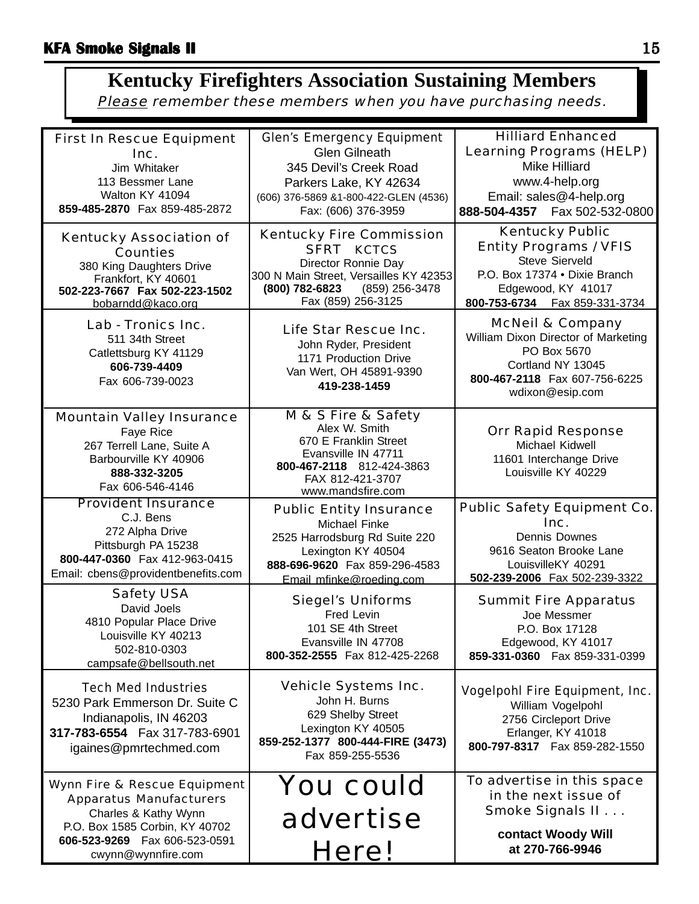# Kentucky Firefighters Association Sustaining Members

*Please remember these members when you have purchasing needs.*

**First In Rescue Equipment Inc.**
Jim Whitaker
113 Bessmer Lane
Walton KY 41094
**859-485-2870** Fax 859-485-2872

**Glen's Emergency Equipment**
Glen Gilneath
345 Devil's Creek Road
Parkers Lake, KY 42634
(606) 376-5869 &1-800-422-GLEN (4536)
Fax: (606) 376-3959

**Hilliard Enhanced Learning Programs (HELP)**
Mike Hilliard
www.4-help.org
Email: sales@4-help.org
**888-504-4357** Fax 502-532-0800

**Kentucky Association of Counties**
380 King Daughters Drive
Frankfort, KY 40601
**502-223-7667 Fax 502-223-1502**
bobarndd@kaco.org

**Kentucky Fire Commission SFRT KCTCS**
Director Ronnie Day
300 N Main Street, Versailles KY 42353
**(800) 782-6823** (859) 256-3478
Fax (859) 256-3125

**Kentucky Public Entity Programs / VFIS**
Steve Sierveld
P.O. Box 17374 • Dixie Branch
Edgewood, KY 41017
**800-753-6734** Fax 859-331-3734

**Lab - Tronics Inc.**
511 34th Street
Catlettsburg KY 41129
**606-739-4409**
Fax 606-739-0023

**Life Star Rescue Inc.**
John Ryder, President
1171 Production Drive
Van Wert, OH 45891-9390
**419-238-1459**

**McNeil & Company**
William Dixon Director of Marketing
PO Box 5670
Cortland NY 13045
**800-467-2118** Fax 607-756-6225
wdixon@esip.com

**Mountain Valley Insurance**
Faye Rice
267 Terrell Lane, Suite A
Barbourville KY 40906
**888-332-3205**
Fax 606-546-4146

**M & S Fire & Safety**
Alex W. Smith
670 E Franklin Street
Evansville IN 47711
**800-467-2118** 812-424-3863
FAX 812-421-3707
www.mandsfire.com

**Orr Rapid Response**
Michael Kidwell
11601 Interchange Drive
Louisville KY 40229

**Provident Insurance**
C.J. Bens
272 Alpha Drive
Pittsburgh PA 15238
**800-447-0360** Fax 412-963-0415
Email: cbens@providentbenefits.com

**Public Entity Insurance**
Michael Finke
2525 Harrodsburg Rd Suite 220
Lexington KY 40504
**888-696-9620** Fax 859-296-4583
Email mfinke@roeding.com

**Public Safety Equipment Co. Inc.**
Dennis Downes
9616 Seaton Brooke Lane
LouisvilleKY 40291
**502-239-2006** Fax 502-239-3322

**Safety USA**
David Joels
4810 Popular Place Drive
Louisville KY 40213
502-810-0303
campsafe@bellsouth.net

**Siegel's Uniforms**
Fred Levin
101 SE 4th Street
Evansville IN 47708
**800-352-2555** Fax 812-425-2268

**Summit Fire Apparatus**
Joe Messmer
P.O. Box 17128
Edgewood, KY 41017
**859-331-0360** Fax 859-331-0399

**Tech Med Industries**
5230 Park Emmerson Dr. Suite C
Indianapolis, IN 46203
**317-783-6554** Fax 317-783-6901
igaines@pmrtechmed.com

**Vehicle Systems Inc.**
John H. Burns
629 Shelby Street
Lexington KY 40505
**859-252-1377 800-444-FIRE (3473)**
Fax 859-255-5536

**Vogelpohl Fire Equipment, Inc.**
William Vogelpohl
2756 Circleport Drive
Erlanger, KY 41018
**800-797-8317** Fax 859-282-1550

**Wynn Fire & Rescue Equipment Apparatus Manufacturers**
Charles & Kathy Wynn
P.O. Box 1585 Corbin, KY 40702
**606-523-9269** Fax 606-523-0591
cwynn@wynnfire.com

**You could advertise Here!**

To advertise in this space in the next issue of Smoke Signals II . . .

**contact Woody Will at 270-766-9946**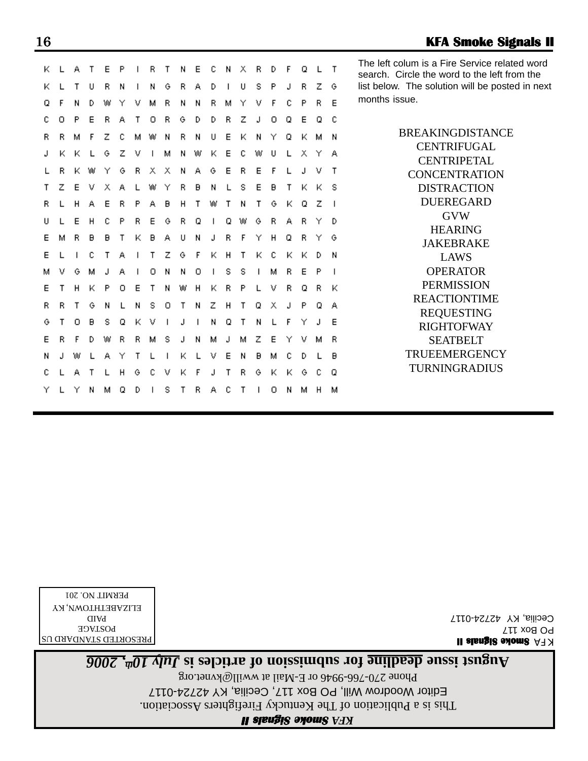| | | | | | | | | | | | | | | | | | | | |
|---|---|---|---|---|---|---|---|---|---|---|---|---|---|---|---|---|---|---|---|
| K | L | A | T | E | P | I | R | T | N | E | C | N | X | R | D | F | Q | L | T |
| K | L | T | U | R | N | I | N | G | R | A | D | I | U | S | P | J | R | Z | G |
| Q | F | N | D | W | Y | V | M | R | N | N | R | M | Y | V | F | C | P | R | E |
| C | O | P | E | R | A | T | O | R | G | D | D | R | Z | J | O | Q | E | Q | C |
| R | R | M | F | Z | C | M | W | N | R | N | U | E | K | N | Y | Q | K | M | N |
| J | K | K | L | G | Z | V | I | M | N | W | K | E | C | W | U | L | X | Y | A |
| L | R | K | W | Y | G | R | X | X | N | A | G | E | R | E | F | L | J | V | T |
| T | Z | E | V | X | A | L | W | Y | R | B | N | L | S | E | B | T | K | K | S |
| R | L | H | A | E | R | P | A | B | H | T | W | T | N | T | G | K | Q | Z | I |
| U | L | E | H | C | P | R | E | G | R | Q | I | Q | W | G | R | A | R | Y | D |
| E | M | R | B | B | T | K | B | A | U | N | J | R | F | Y | H | Q | R | Y | G |
| E | L | I | C | T | A | I | T | Z | G | F | K | H | T | K | C | K | K | D | N |
| M | V | G | M | J | A | I | O | N | N | O | I | S | S | I | M | R | E | P | I |
| E | T | H | K | P | O | E | T | N | W | H | K | R | P | L | V | R | Q | R | K |
| R | R | T | G | N | L | N | S | O | T | N | Z | H | T | Q | X | J | P | Q | A |
| G | T | O | B | S | Q | K | V | I | J | I | N | Q | T | N | L | F | Y | J | E |
| E | R | F | D | W | R | R | M | S | J | N | M | J | M | Z | E | Y | V | M | R |
| N | J | W | L | A | Y | T | L | I | K | L | V | E | N | B | M | C | D | L | B |
| C | L | A | T | L | H | G | C | V | K | F | J | T | R | G | K | K | G | C | Q |
| Y | L | Y | N | M | Q | D | I | S | T | R | A | C | T | I | O | N | M | H | M |

The left colum is a Fire Service related word search. Circle the word to the left from the list below. The solution will be posted in next months issue.

BREAKINGDISTANCE
CENTRIFUGAL
CENTRIPETAL
CONCENTRATION
DISTRACTION
DUEREGARD
GVW
HEARING
JAKEBRAKE
LAWS
OPERATOR
PERMISSION
REACTIONTIME
REQUESTING
RIGHTOFWAY
SEATBELT
TRUEEMERGENCY
TURNINGRADIUS

PRESORTED STANDARD US POSTAGE PAID ELIZABETHTOWN, KY PERMIT NO. 201

KFA **Smoke Signals II**
PO Box 117
Cecilia, KY 42724-0117

***KFA Smoke Signals II***

This is a Publication of The Kentucky Firefighters Association.
Editor Woodrow Will, PO Box 117, Cecilia, KY 42724-0117
Phone 270-766-9946 or E-Mail at wwill@kvnet.org

**August issue deadline for submission of articles is *July 10th, 2006***